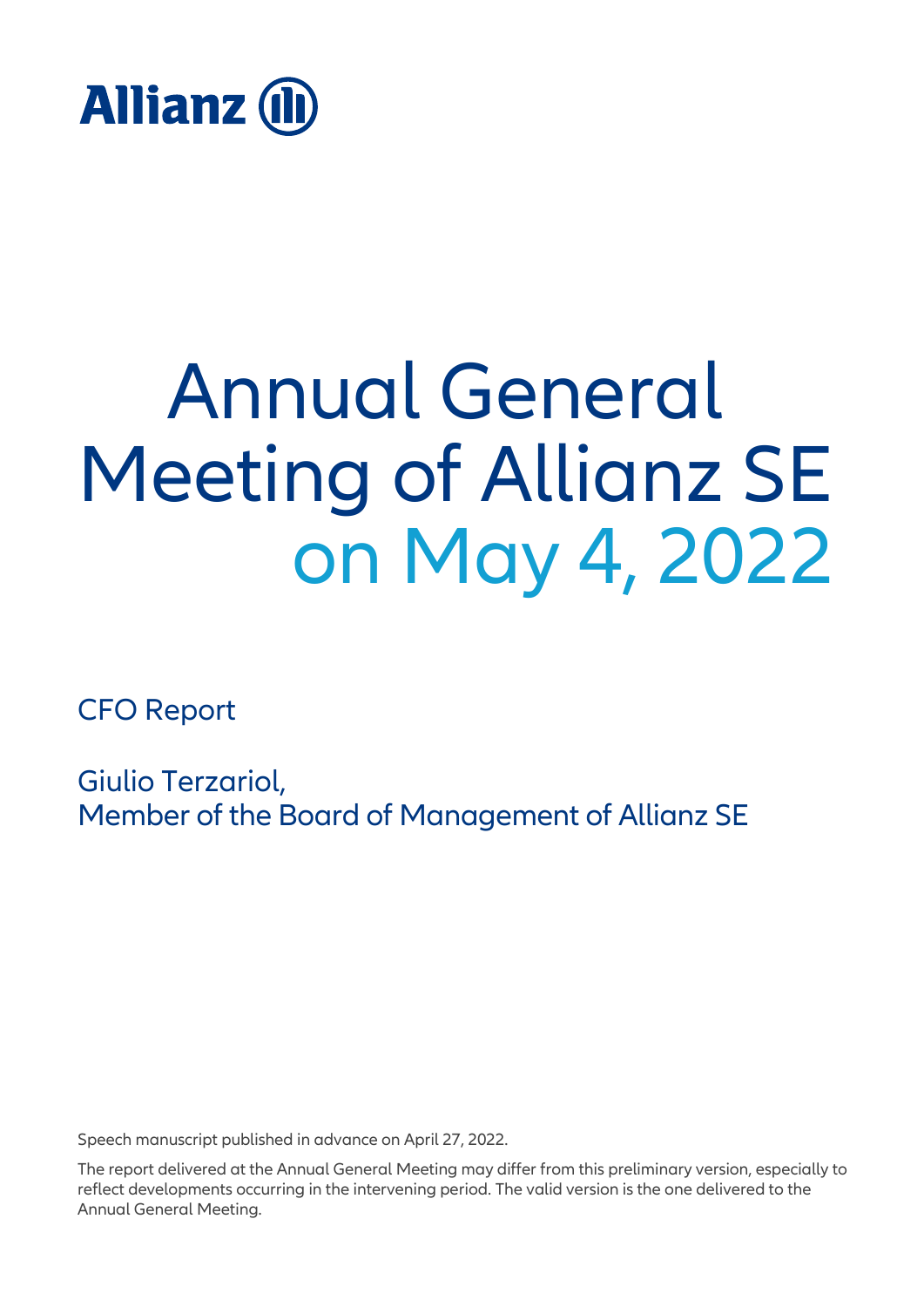Allianz

# Annual General Meeting of Allianz SE on May 4, 2022

CFO Report

Giulio Terzariol,
Member of the Board of Management of Allianz SE

Speech manuscript published in advance on April 27, 2022.

The report delivered at the Annual General Meeting may differ from this preliminary version, especially to reflect developments occurring in the intervening period. The valid version is the one delivered to the Annual General Meeting.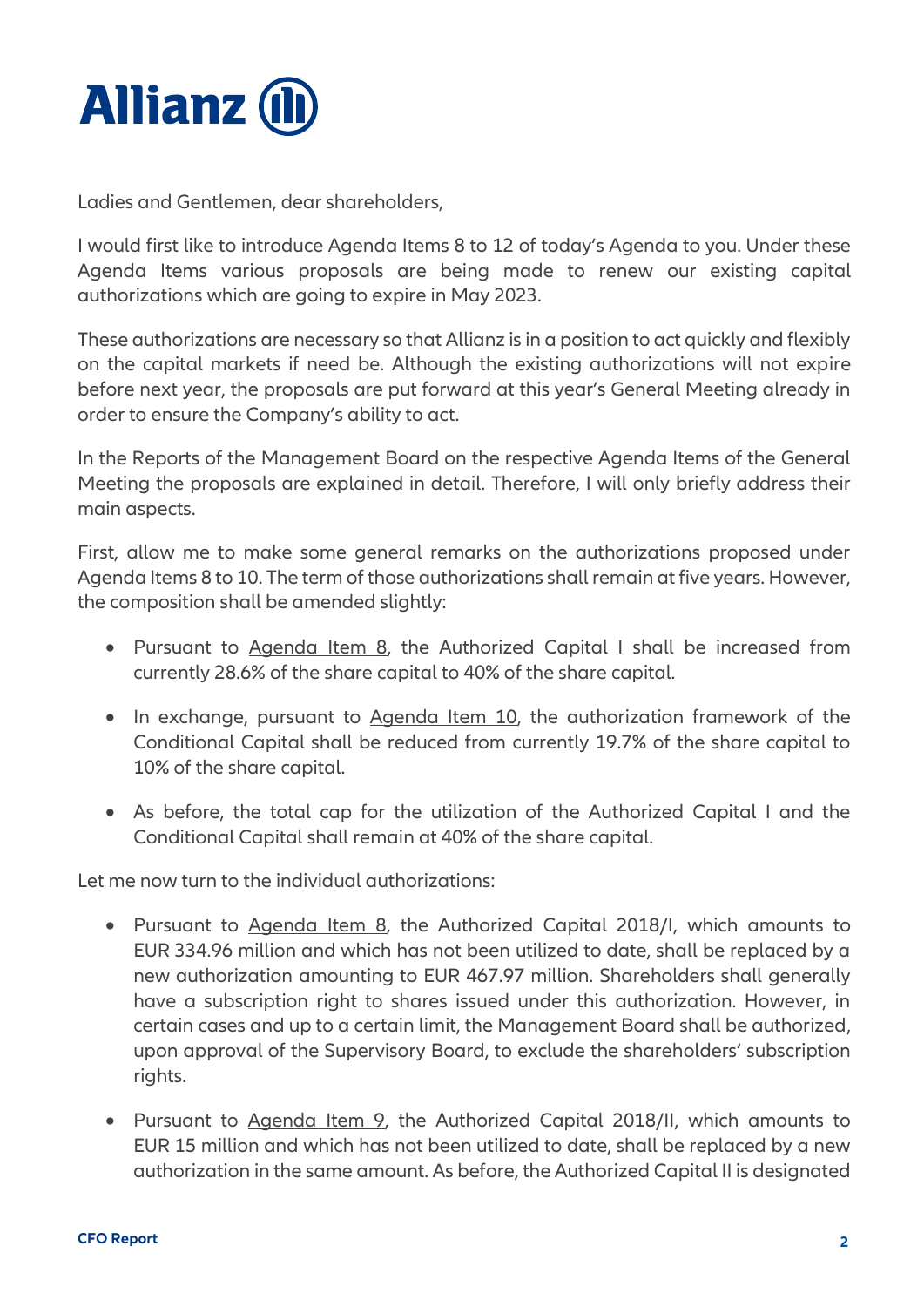Ladies and Gentlemen, dear shareholders,

I would first like to introduce Agenda Items 8 to 12 of today's Agenda to you. Under these Agenda Items various proposals are being made to renew our existing capital authorizations which are going to expire in May 2023.

These authorizations are necessary so that Allianz is in a position to act quickly and flexibly on the capital markets if need be. Although the existing authorizations will not expire before next year, the proposals are put forward at this year's General Meeting already in order to ensure the Company's ability to act.

In the Reports of the Management Board on the respective Agenda Items of the General Meeting the proposals are explained in detail. Therefore, I will only briefly address their main aspects.

First, allow me to make some general remarks on the authorizations proposed under Agenda Items 8 to 10. The term of those authorizations shall remain at five years. However, the composition shall be amended slightly:

- Pursuant to Agenda Item 8, the Authorized Capital I shall be increased from currently 28.6% of the share capital to 40% of the share capital.
- In exchange, pursuant to Agenda Item 10, the authorization framework of the Conditional Capital shall be reduced from currently 19.7% of the share capital to 10% of the share capital.
- As before, the total cap for the utilization of the Authorized Capital I and the Conditional Capital shall remain at 40% of the share capital.

Let me now turn to the individual authorizations:

- Pursuant to Agenda Item 8, the Authorized Capital 2018/I, which amounts to EUR 334.96 million and which has not been utilized to date, shall be replaced by a new authorization amounting to EUR 467.97 million. Shareholders shall generally have a subscription right to shares issued under this authorization. However, in certain cases and up to a certain limit, the Management Board shall be authorized, upon approval of the Supervisory Board, to exclude the shareholders' subscription rights.
- Pursuant to Agenda Item 9, the Authorized Capital 2018/II, which amounts to EUR 15 million and which has not been utilized to date, shall be replaced by a new authorization in the same amount. As before, the Authorized Capital II is designated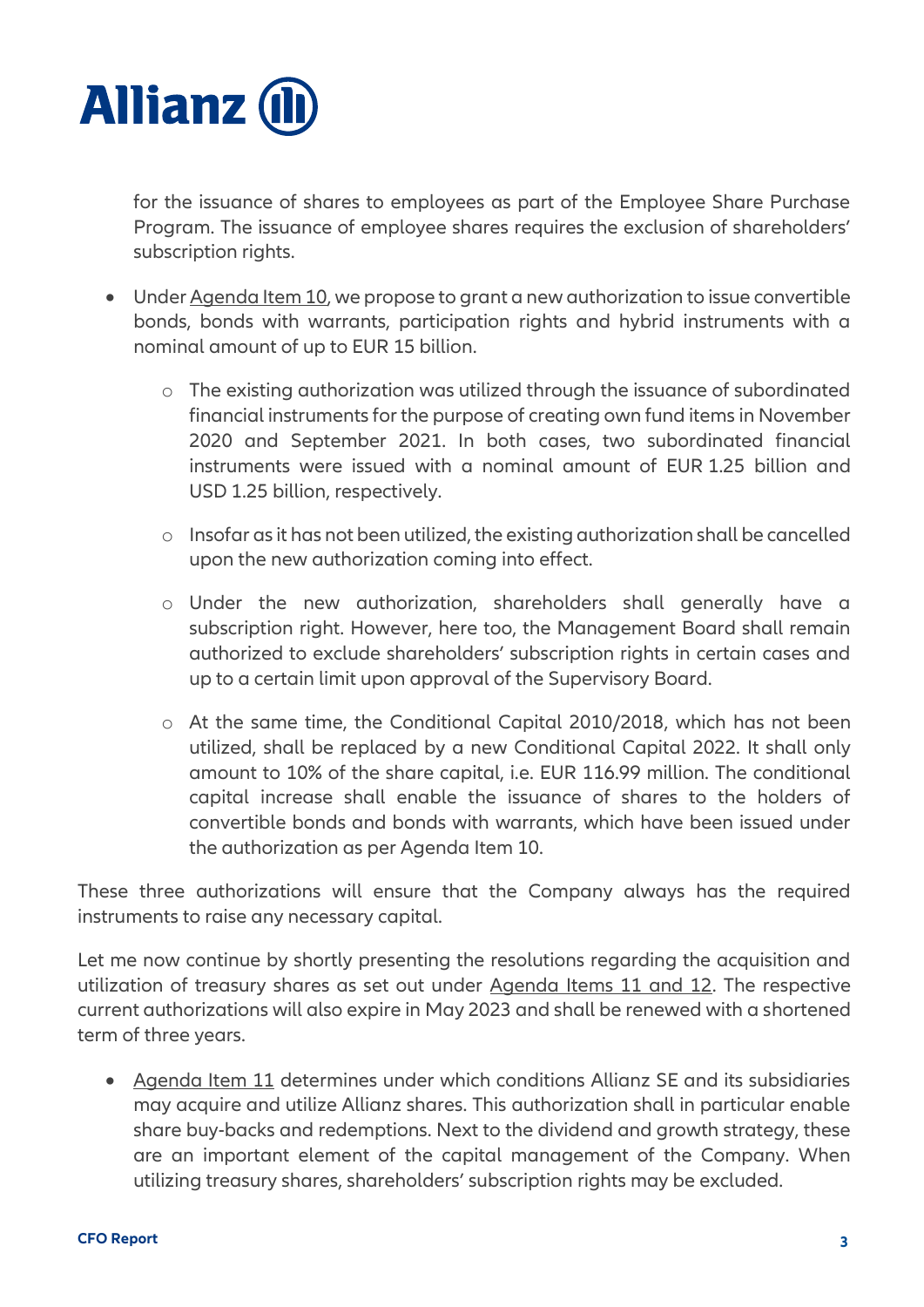for the issuance of shares to employees as part of the Employee Share Purchase Program. The issuance of employee shares requires the exclusion of shareholders' subscription rights.

- Under Agenda Item 10, we propose to grant a new authorization to issue convertible bonds, bonds with warrants, participation rights and hybrid instruments with a nominal amount of up to EUR 15 billion.
  - The existing authorization was utilized through the issuance of subordinated financial instruments for the purpose of creating own fund items in November 2020 and September 2021. In both cases, two subordinated financial instruments were issued with a nominal amount of EUR 1.25 billion and USD 1.25 billion, respectively.
  - Insofar as it has not been utilized, the existing authorization shall be cancelled upon the new authorization coming into effect.
  - Under the new authorization, shareholders shall generally have a subscription right. However, here too, the Management Board shall remain authorized to exclude shareholders' subscription rights in certain cases and up to a certain limit upon approval of the Supervisory Board.
  - At the same time, the Conditional Capital 2010/2018, which has not been utilized, shall be replaced by a new Conditional Capital 2022. It shall only amount to 10% of the share capital, i.e. EUR 116.99 million. The conditional capital increase shall enable the issuance of shares to the holders of convertible bonds and bonds with warrants, which have been issued under the authorization as per Agenda Item 10.

These three authorizations will ensure that the Company always has the required instruments to raise any necessary capital.

Let me now continue by shortly presenting the resolutions regarding the acquisition and utilization of treasury shares as set out under Agenda Items 11 and 12. The respective current authorizations will also expire in May 2023 and shall be renewed with a shortened term of three years.

- Agenda Item 11 determines under which conditions Allianz SE and its subsidiaries may acquire and utilize Allianz shares. This authorization shall in particular enable share buy-backs and redemptions. Next to the dividend and growth strategy, these are an important element of the capital management of the Company. When utilizing treasury shares, shareholders' subscription rights may be excluded.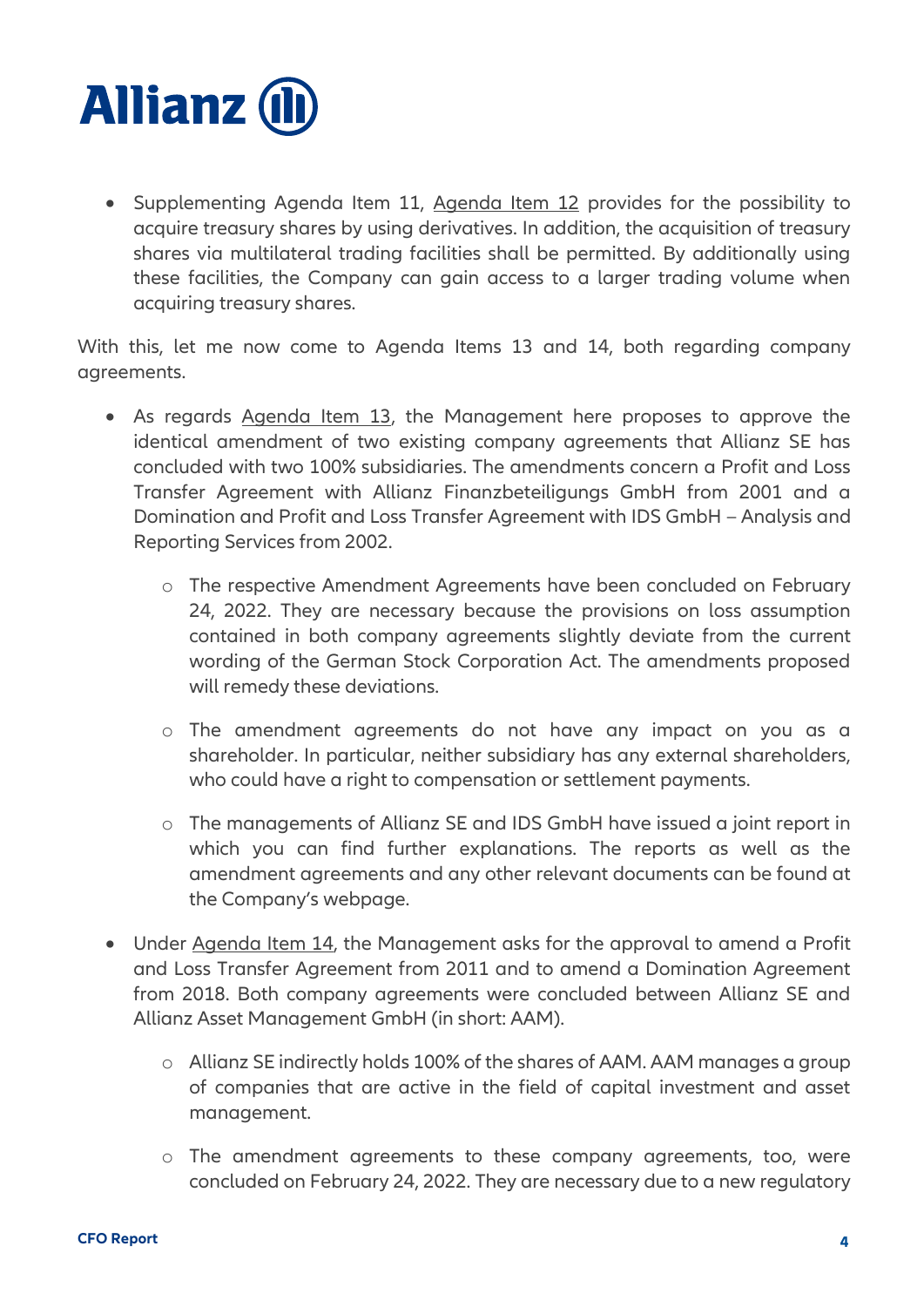- Supplementing Agenda Item 11, Agenda Item 12 provides for the possibility to acquire treasury shares by using derivatives. In addition, the acquisition of treasury shares via multilateral trading facilities shall be permitted. By additionally using these facilities, the Company can gain access to a larger trading volume when acquiring treasury shares.

With this, let me now come to Agenda Items 13 and 14, both regarding company agreements.

- As regards Agenda Item 13, the Management here proposes to approve the identical amendment of two existing company agreements that Allianz SE has concluded with two 100% subsidiaries. The amendments concern a Profit and Loss Transfer Agreement with Allianz Finanzbeteiligungs GmbH from 2001 and a Domination and Profit and Loss Transfer Agreement with IDS GmbH – Analysis and Reporting Services from 2002.
    - The respective Amendment Agreements have been concluded on February 24, 2022. They are necessary because the provisions on loss assumption contained in both company agreements slightly deviate from the current wording of the German Stock Corporation Act. The amendments proposed will remedy these deviations.
    - The amendment agreements do not have any impact on you as a shareholder. In particular, neither subsidiary has any external shareholders, who could have a right to compensation or settlement payments.
    - The managements of Allianz SE and IDS GmbH have issued a joint report in which you can find further explanations. The reports as well as the amendment agreements and any other relevant documents can be found at the Company's webpage.
- Under Agenda Item 14, the Management asks for the approval to amend a Profit and Loss Transfer Agreement from 2011 and to amend a Domination Agreement from 2018. Both company agreements were concluded between Allianz SE and Allianz Asset Management GmbH (in short: AAM).
    - Allianz SE indirectly holds 100% of the shares of AAM. AAM manages a group of companies that are active in the field of capital investment and asset management.
    - The amendment agreements to these company agreements, too, were concluded on February 24, 2022. They are necessary due to a new regulatory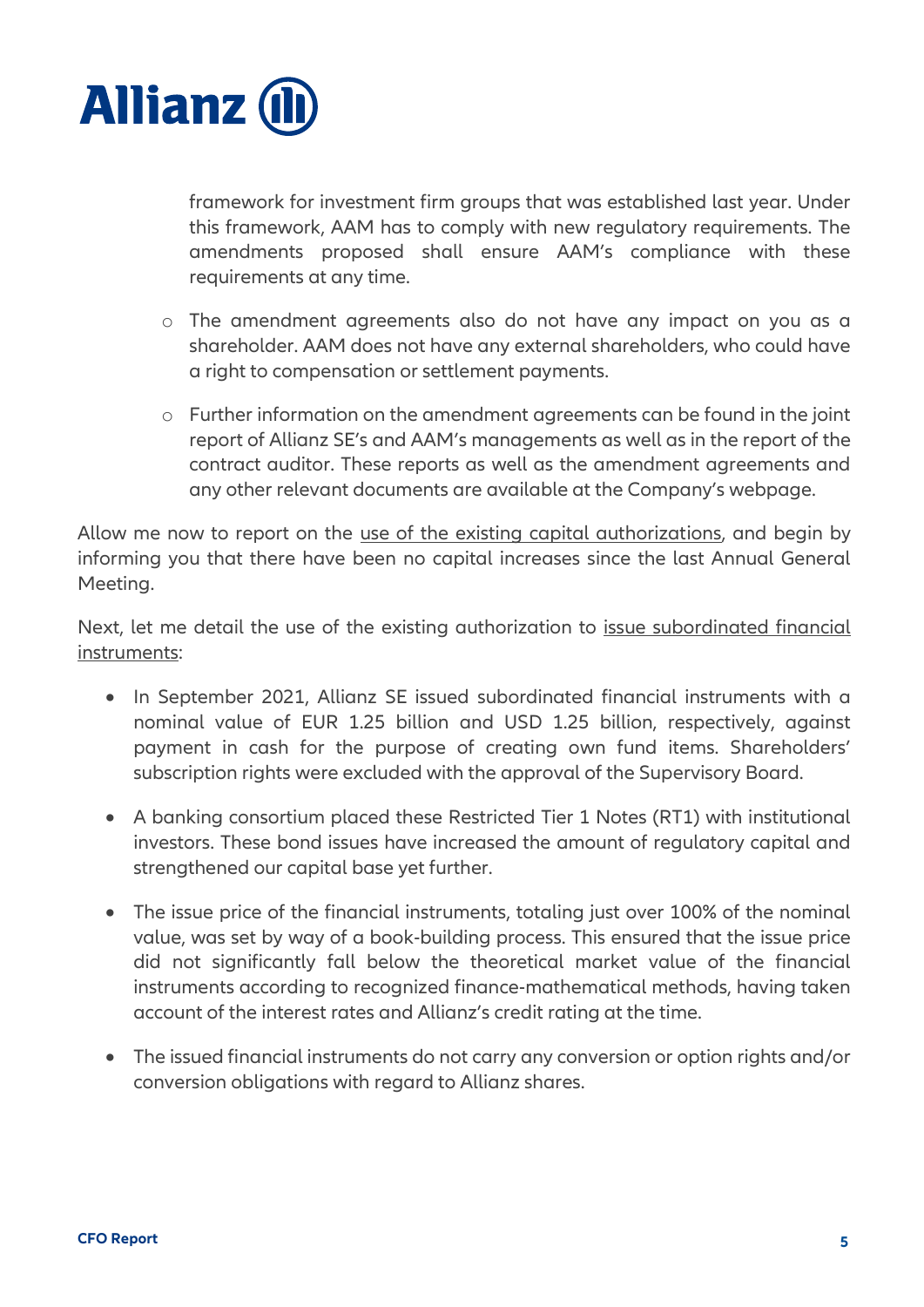framework for investment firm groups that was established last year. Under this framework, AAM has to comply with new regulatory requirements. The amendments proposed shall ensure AAM's compliance with these requirements at any time.

- The amendment agreements also do not have any impact on you as a shareholder. AAM does not have any external shareholders, who could have a right to compensation or settlement payments.
- Further information on the amendment agreements can be found in the joint report of Allianz SE's and AAM's managements as well as in the report of the contract auditor. These reports as well as the amendment agreements and any other relevant documents are available at the Company's webpage.

Allow me now to report on the <u>use of the existing capital authorizations</u>, and begin by informing you that there have been no capital increases since the last Annual General Meeting.

Next, let me detail the use of the existing authorization to <u>issue subordinated financial instruments</u>:

- In September 2021, Allianz SE issued subordinated financial instruments with a nominal value of EUR 1.25 billion and USD 1.25 billion, respectively, against payment in cash for the purpose of creating own fund items. Shareholders' subscription rights were excluded with the approval of the Supervisory Board.
- A banking consortium placed these Restricted Tier 1 Notes (RT1) with institutional investors. These bond issues have increased the amount of regulatory capital and strengthened our capital base yet further.
- The issue price of the financial instruments, totaling just over 100% of the nominal value, was set by way of a book-building process. This ensured that the issue price did not significantly fall below the theoretical market value of the financial instruments according to recognized finance-mathematical methods, having taken account of the interest rates and Allianz's credit rating at the time.
- The issued financial instruments do not carry any conversion or option rights and/or conversion obligations with regard to Allianz shares.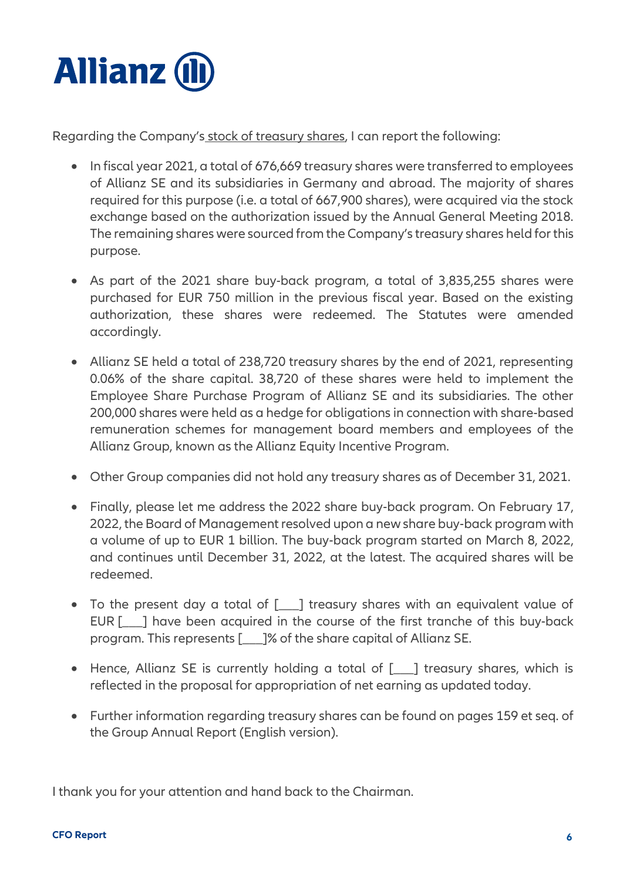# Allianz

Regarding the Company's stock of treasury shares, I can report the following:

- In fiscal year 2021, a total of 676,669 treasury shares were transferred to employees of Allianz SE and its subsidiaries in Germany and abroad. The majority of shares required for this purpose (i.e. a total of 667,900 shares), were acquired via the stock exchange based on the authorization issued by the Annual General Meeting 2018. The remaining shares were sourced from the Company's treasury shares held for this purpose.

- As part of the 2021 share buy-back program, a total of 3,835,255 shares were purchased for EUR 750 million in the previous fiscal year. Based on the existing authorization, these shares were redeemed. The Statutes were amended accordingly.

- Allianz SE held a total of 238,720 treasury shares by the end of 2021, representing 0.06% of the share capital. 38,720 of these shares were held to implement the Employee Share Purchase Program of Allianz SE and its subsidiaries. The other 200,000 shares were held as a hedge for obligations in connection with share-based remuneration schemes for management board members and employees of the Allianz Group, known as the Allianz Equity Incentive Program.

- Other Group companies did not hold any treasury shares as of December 31, 2021.

- Finally, please let me address the 2022 share buy-back program. On February 17, 2022, the Board of Management resolved upon a new share buy-back program with a volume of up to EUR 1 billion. The buy-back program started on March 8, 2022, and continues until December 31, 2022, at the latest. The acquired shares will be redeemed.

- To the present day a total of [___] treasury shares with an equivalent value of EUR [___] have been acquired in the course of the first tranche of this buy-back program. This represents [___]% of the share capital of Allianz SE.

- Hence, Allianz SE is currently holding a total of [___] treasury shares, which is reflected in the proposal for appropriation of net earning as updated today.

- Further information regarding treasury shares can be found on pages 159 et seq. of the Group Annual Report (English version).

I thank you for your attention and hand back to the Chairman.